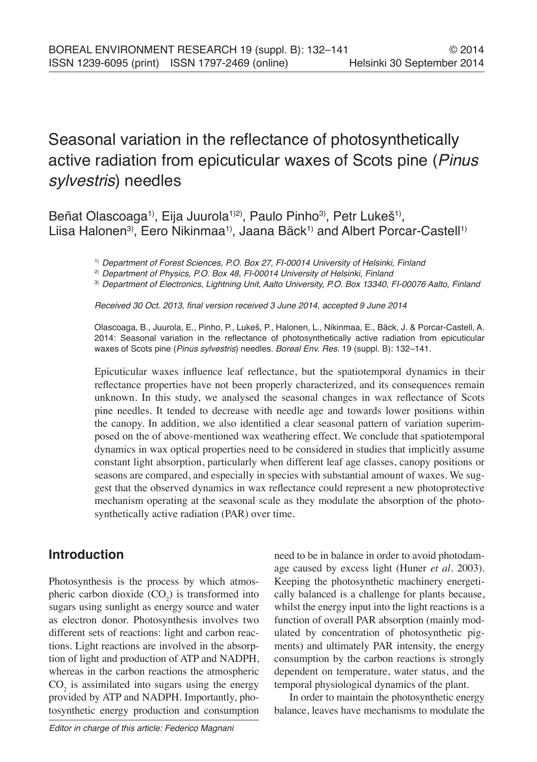# Seasonal variation in the reflectance of photosynthetically active radiation from epicuticular waxes of Scots pine (*Pinus sylvestris*) needles

Beñat Olascoaga[1)], Eija Juurola[1)2)], Paulo Pinho[3)], Petr Lukeš[1)], Liisa Halonen[3)], Eero Nikinmaa[1)], Jaana Bäck[1)] and Albert Porcar-Castell[1)]

[1)] *Department of Forest Sciences, P.O. Box 27, FI-00014 University of Helsinki, Finland*

[2)] *Department of Physics, P.O. Box 48, FI-00014 University of Helsinki, Finland*

[3)] *Department of Electronics, Lightning Unit, Aalto University, P.O. Box 13340, FI-00076 Aalto, Finland*

*Received 30 Oct. 2013, final version received 3 June 2014, accepted 9 June 2014*

Olascoaga, B., Juurola, E., Pinho, P., Lukeš, P., Halonen, L., Nikinmaa, E., Bäck, J. & Porcar-Castell, A. 2014: Seasonal variation in the reflectance of photosynthetically active radiation from epicuticular waxes of Scots pine (*Pinus sylvestris*) needles. *Boreal Env. Res.* 19 (suppl. B): 132–141.

Epicuticular waxes influence leaf reflectance, but the spatiotemporal dynamics in their reflectance properties have not been properly characterized, and its consequences remain unknown. In this study, we analysed the seasonal changes in wax reflectance of Scots pine needles. It tended to decrease with needle age and towards lower positions within the canopy. In addition, we also identified a clear seasonal pattern of variation superimposed on the of above-mentioned wax weathering effect. We conclude that spatiotemporal dynamics in wax optical properties need to be considered in studies that implicitly assume constant light absorption, particularly when different leaf age classes, canopy positions or seasons are compared, and especially in species with substantial amount of waxes. We suggest that the observed dynamics in wax reflectance could represent a new photoprotective mechanism operating at the seasonal scale as they modulate the absorption of the photosynthetically active radiation (PAR) over time.

## Introduction

Photosynthesis is the process by which atmospheric carbon dioxide ($CO_2$) is transformed into sugars using sunlight as energy source and water as electron donor. Photosynthesis involves two different sets of reactions: light and carbon reactions. Light reactions are involved in the absorption of light and production of ATP and NADPH, whereas in the carbon reactions the atmospheric $CO_2$ is assimilated into sugars using the energy provided by ATP and NADPH. Importantly, photosynthetic energy production and consumption need to be in balance in order to avoid photodamage caused by excess light (Huner *et al.* 2003). Keeping the photosynthetic machinery energetically balanced is a challenge for plants because, whilst the energy input into the light reactions is a function of overall PAR absorption (mainly modulated by concentration of photosynthetic pigments) and ultimately PAR intensity, the energy consumption by the carbon reactions is strongly dependent on temperature, water status, and the temporal physiological dynamics of the plant.

In order to maintain the photosynthetic energy balance, leaves have mechanisms to modulate the

*Editor in charge of this article: Federico Magnani*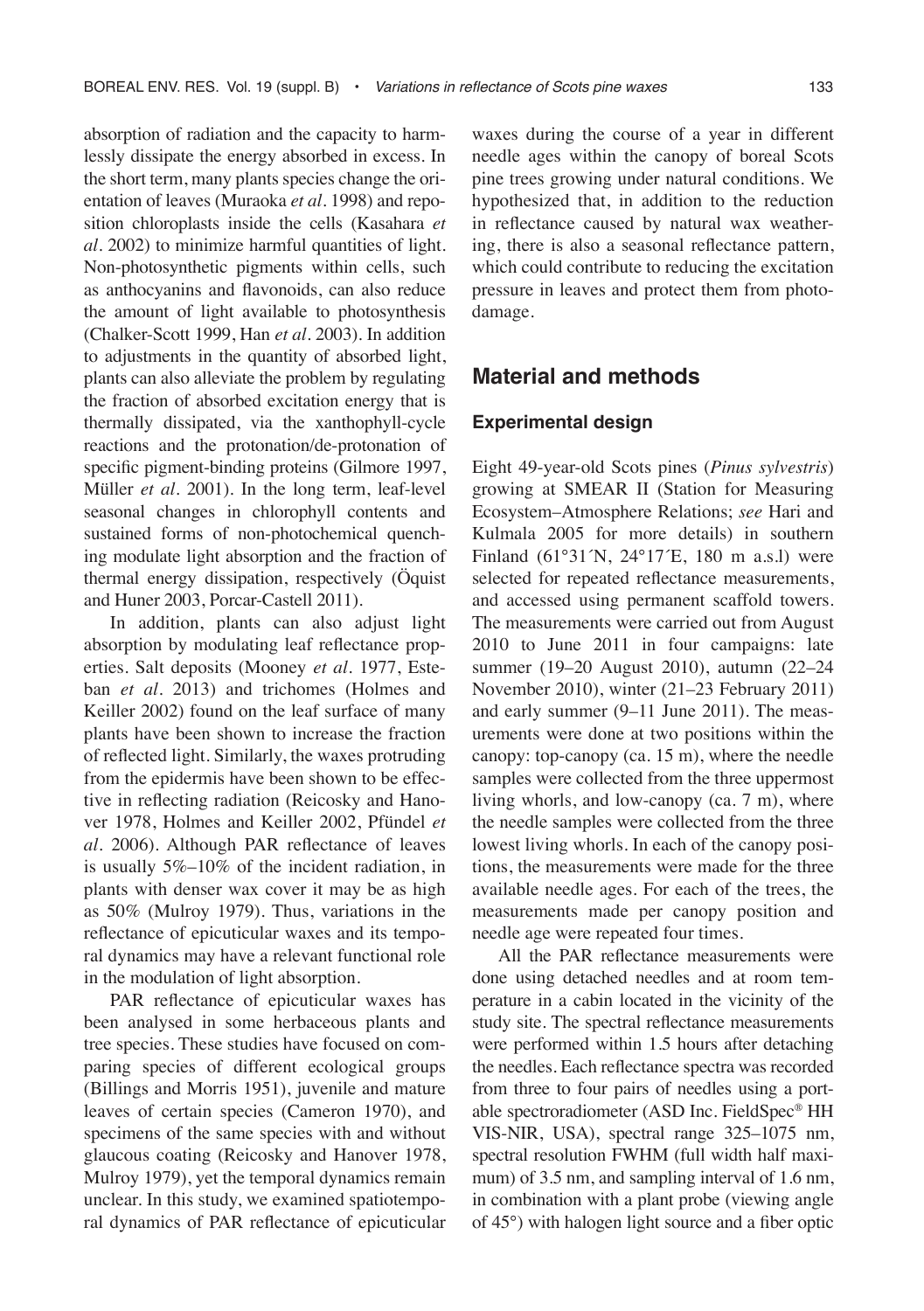absorption of radiation and the capacity to harmlessly dissipate the energy absorbed in excess. In the short term, many plants species change the orientation of leaves (Muraoka *et al*. 1998) and reposition chloroplasts inside the cells (Kasahara *et al*. 2002) to minimize harmful quantities of light. Non-photosynthetic pigments within cells, such as anthocyanins and flavonoids, can also reduce the amount of light available to photosynthesis (Chalker-Scott 1999, Han *et al*. 2003). In addition to adjustments in the quantity of absorbed light, plants can also alleviate the problem by regulating the fraction of absorbed excitation energy that is thermally dissipated, via the xanthophyll-cycle reactions and the protonation/de-protonation of specific pigment-binding proteins (Gilmore 1997, Müller *et al*. 2001). In the long term, leaf-level seasonal changes in chlorophyll contents and sustained forms of non-photochemical quenching modulate light absorption and the fraction of thermal energy dissipation, respectively (Öquist and Huner 2003, Porcar-Castell 2011).

In addition, plants can also adjust light absorption by modulating leaf reflectance properties. Salt deposits (Mooney *et al*. 1977, Esteban *et al*. 2013) and trichomes (Holmes and Keiller 2002) found on the leaf surface of many plants have been shown to increase the fraction of reflected light. Similarly, the waxes protruding from the epidermis have been shown to be effective in reflecting radiation (Reicosky and Hanover 1978, Holmes and Keiller 2002, Pfündel *et al*. 2006). Although PAR reflectance of leaves is usually 5%–10% of the incident radiation, in plants with denser wax cover it may be as high as 50% (Mulroy 1979). Thus, variations in the reflectance of epicuticular waxes and its temporal dynamics may have a relevant functional role in the modulation of light absorption.

PAR reflectance of epicuticular waxes has been analysed in some herbaceous plants and tree species. These studies have focused on comparing species of different ecological groups (Billings and Morris 1951), juvenile and mature leaves of certain species (Cameron 1970), and specimens of the same species with and without glaucous coating (Reicosky and Hanover 1978, Mulroy 1979), yet the temporal dynamics remain unclear. In this study, we examined spatiotemporal dynamics of PAR reflectance of epicuticular waxes during the course of a year in different needle ages within the canopy of boreal Scots pine trees growing under natural conditions. We hypothesized that, in addition to the reduction in reflectance caused by natural wax weathering, there is also a seasonal reflectance pattern, which could contribute to reducing the excitation pressure in leaves and protect them from photodamage.

## Material and methods

### Experimental design

Eight 49-year-old Scots pines (*Pinus sylvestris*) growing at SMEAR II (Station for Measuring Ecosystem–Atmosphere Relations; *see* Hari and Kulmala 2005 for more details) in southern Finland (61°31´N, 24°17´E, 180 m a.s.l) were selected for repeated reflectance measurements, and accessed using permanent scaffold towers. The measurements were carried out from August 2010 to June 2011 in four campaigns: late summer (19–20 August 2010), autumn (22–24 November 2010), winter (21–23 February 2011) and early summer (9–11 June 2011). The measurements were done at two positions within the canopy: top-canopy (ca. 15 m), where the needle samples were collected from the three uppermost living whorls, and low-canopy (ca. 7 m), where the needle samples were collected from the three lowest living whorls. In each of the canopy positions, the measurements were made for the three available needle ages. For each of the trees, the measurements made per canopy position and needle age were repeated four times.

All the PAR reflectance measurements were done using detached needles and at room temperature in a cabin located in the vicinity of the study site. The spectral reflectance measurements were performed within 1.5 hours after detaching the needles. Each reflectance spectra was recorded from three to four pairs of needles using a portable spectroradiometer (ASD Inc. FieldSpec® HH VIS-NIR, USA), spectral range 325–1075 nm, spectral resolution FWHM (full width half maximum) of 3.5 nm, and sampling interval of 1.6 nm, in combination with a plant probe (viewing angle of 45°) with halogen light source and a fiber optic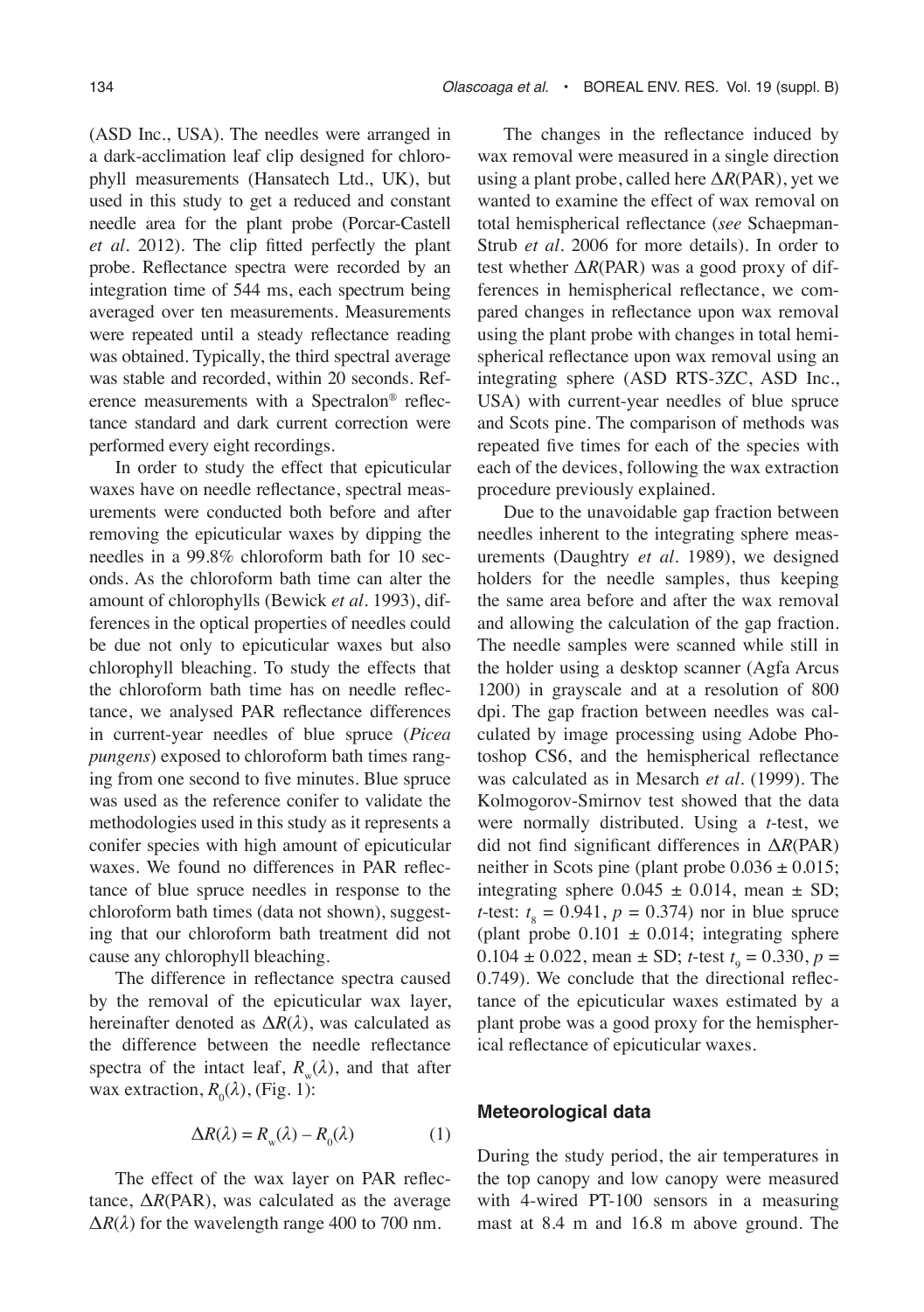(ASD Inc., USA). The needles were arranged in a dark-acclimation leaf clip designed for chlorophyll measurements (Hansatech Ltd., UK), but used in this study to get a reduced and constant needle area for the plant probe (Porcar-Castell *et al*. 2012). The clip fitted perfectly the plant probe. Reflectance spectra were recorded by an integration time of 544 ms, each spectrum being averaged over ten measurements. Measurements were repeated until a steady reflectance reading was obtained. Typically, the third spectral average was stable and recorded, within 20 seconds. Reference measurements with a Spectralon® reflectance standard and dark current correction were performed every eight recordings.

In order to study the effect that epicuticular waxes have on needle reflectance, spectral measurements were conducted both before and after removing the epicuticular waxes by dipping the needles in a 99.8% chloroform bath for 10 seconds. As the chloroform bath time can alter the amount of chlorophylls (Bewick *et al*. 1993), differences in the optical properties of needles could be due not only to epicuticular waxes but also chlorophyll bleaching. To study the effects that the chloroform bath time has on needle reflectance, we analysed PAR reflectance differences in current-year needles of blue spruce (*Picea pungens*) exposed to chloroform bath times ranging from one second to five minutes. Blue spruce was used as the reference conifer to validate the methodologies used in this study as it represents a conifer species with high amount of epicuticular waxes. We found no differences in PAR reflectance of blue spruce needles in response to the chloroform bath times (data not shown), suggesting that our chloroform bath treatment did not cause any chlorophyll bleaching.

The difference in reflectance spectra caused by the removal of the epicuticular wax layer, hereinafter denoted as $\Delta R(\lambda)$, was calculated as the difference between the needle reflectance spectra of the intact leaf, $R_w(\lambda)$, and that after wax extraction, $R_0(\lambda)$, (Fig. 1):

$$\Delta R(\lambda) = R_w(\lambda) - R_0(\lambda) \quad (1)$$

The effect of the wax layer on PAR reflectance, $\Delta R$(PAR), was calculated as the average $\Delta R(\lambda)$ for the wavelength range 400 to 700 nm.

The changes in the reflectance induced by wax removal were measured in a single direction using a plant probe, called here $\Delta R$(PAR), yet we wanted to examine the effect of wax removal on total hemispherical reflectance (*see* Schaepman-Strub *et al*. 2006 for more details). In order to test whether $\Delta R$(PAR) was a good proxy of differences in hemispherical reflectance, we compared changes in reflectance upon wax removal using the plant probe with changes in total hemispherical reflectance upon wax removal using an integrating sphere (ASD RTS-3ZC, ASD Inc., USA) with current-year needles of blue spruce and Scots pine. The comparison of methods was repeated five times for each of the species with each of the devices, following the wax extraction procedure previously explained.

Due to the unavoidable gap fraction between needles inherent to the integrating sphere measurements (Daughtry *et al*. 1989), we designed holders for the needle samples, thus keeping the same area before and after the wax removal and allowing the calculation of the gap fraction. The needle samples were scanned while still in the holder using a desktop scanner (Agfa Arcus 1200) in grayscale and at a resolution of 800 dpi. The gap fraction between needles was calculated by image processing using Adobe Photoshop CS6, and the hemispherical reflectance was calculated as in Mesarch *et al*. (1999). The Kolmogorov-Smirnov test showed that the data were normally distributed. Using a *t*-test, we did not find significant differences in $\Delta R$(PAR) neither in Scots pine (plant probe $0.036 \pm 0.015$; integrating sphere $0.045 \pm 0.014$, mean ± SD; *t*-test: $t_8 = 0.941$, $p = 0.374$) nor in blue spruce (plant probe $0.101 \pm 0.014$; integrating sphere $0.104 \pm 0.022$, mean ± SD; *t*-test $t_9 = 0.330$, $p = 0.749$). We conclude that the directional reflectance of the epicuticular waxes estimated by a plant probe was a good proxy for the hemispherical reflectance of epicuticular waxes.

### Meteorological data

During the study period, the air temperatures in the top canopy and low canopy were measured with 4-wired PT-100 sensors in a measuring mast at 8.4 m and 16.8 m above ground. The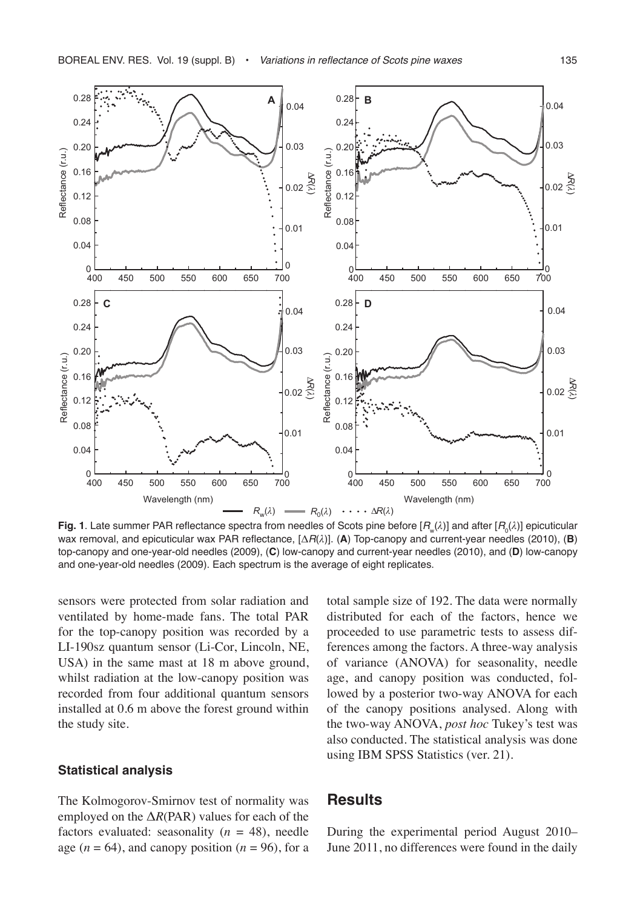**Fig. 1**. Late summer PAR reflectance spectra from needles of Scots pine before [$R_w(\lambda)$] and after [$R_0(\lambda)$] epicuticular wax removal, and epicuticular wax PAR reflectance, [$\Delta R(\lambda)$]. (**A**) Top-canopy and current-year needles (2010), (**B**) top-canopy and one-year-old needles (2009), (**C**) low-canopy and current-year needles (2010), and (**D**) low-canopy and one-year-old needles (2009). Each spectrum is the average of eight replicates.

sensors were protected from solar radiation and ventilated by home-made fans. The total PAR for the top-canopy position was recorded by a LI-190sz quantum sensor (Li-Cor, Lincoln, NE, USA) in the same mast at 18 m above ground, whilst radiation at the low-canopy position was recorded from four additional quantum sensors installed at 0.6 m above the forest ground within the study site.

### Statistical analysis

The Kolmogorov-Smirnov test of normality was employed on the $\Delta R$(PAR) values for each of the factors evaluated: seasonality ($n = 48$), needle age ($n = 64$), and canopy position ($n = 96$), for a total sample size of 192. The data were normally distributed for each of the factors, hence we proceeded to use parametric tests to assess differences among the factors. A three-way analysis of variance (ANOVA) for seasonality, needle age, and canopy position was conducted, followed by a posterior two-way ANOVA for each of the canopy positions analysed. Along with the two-way ANOVA, *post hoc* Tukey's test was also conducted. The statistical analysis was done using IBM SPSS Statistics (ver. 21).

## Results

During the experimental period August 2010–June 2011, no differences were found in the daily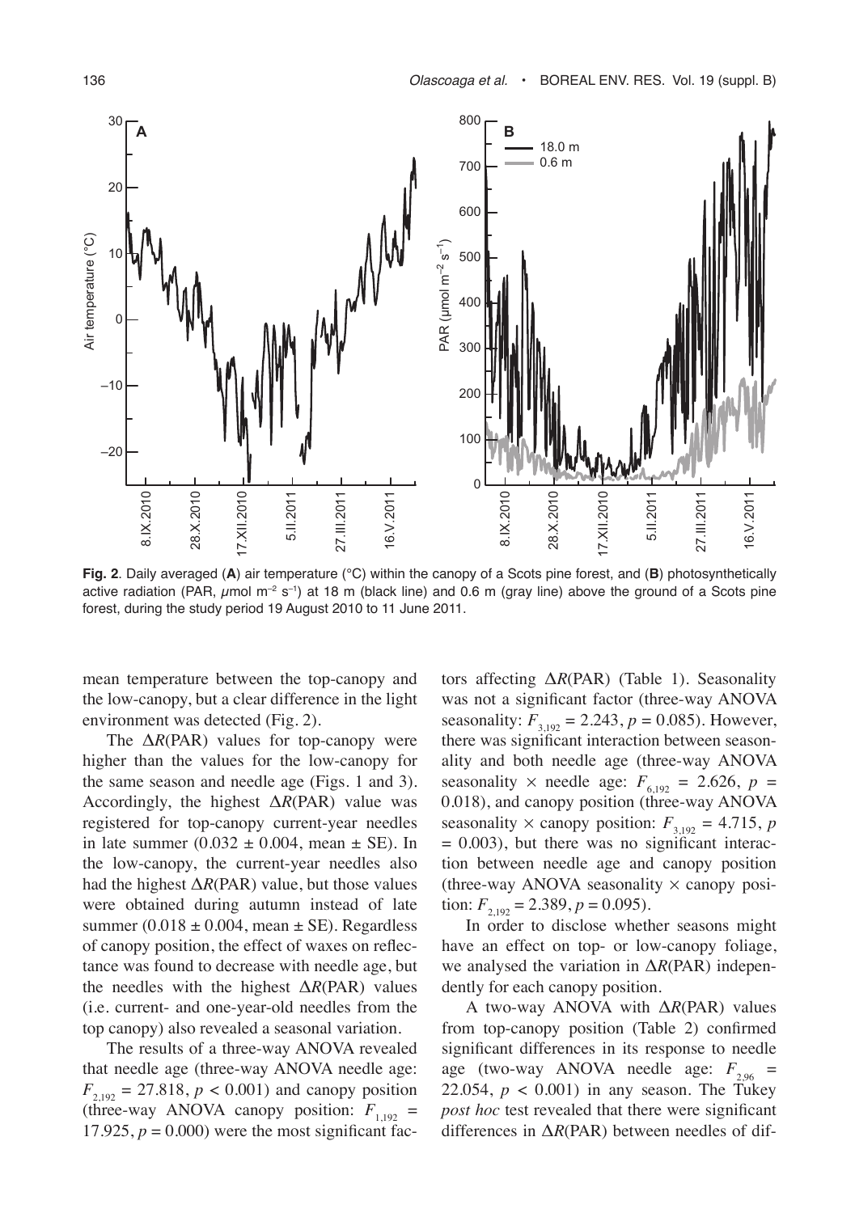**Fig. 2**. Daily averaged (**A**) air temperature (°C) within the canopy of a Scots pine forest, and (**B**) photosynthetically active radiation (PAR, $\mu$mol m$^{-2}$ s$^{-1}$) at 18 m (black line) and 0.6 m (gray line) above the ground of a Scots pine forest, during the study period 19 August 2010 to 11 June 2011.

mean temperature between the top-canopy and the low-canopy, but a clear difference in the light environment was detected (Fig. 2).

The $\Delta R$(PAR) values for top-canopy were higher than the values for the low-canopy for the same season and needle age (Figs. 1 and 3). Accordingly, the highest $\Delta R$(PAR) value was registered for top-canopy current-year needles in late summer ($0.032 \pm 0.004$, mean ± SE). In the low-canopy, the current-year needles also had the highest $\Delta R$(PAR) value, but those values were obtained during autumn instead of late summer ($0.018 \pm 0.004$, mean ± SE). Regardless of canopy position, the effect of waxes on reflectance was found to decrease with needle age, but the needles with the highest $\Delta R$(PAR) values (i.e. current- and one-year-old needles from the top canopy) also revealed a seasonal variation.

The results of a three-way ANOVA revealed that needle age (three-way ANOVA needle age: $F_{2,192} = 27.818$, $p < 0.001$) and canopy position (three-way ANOVA canopy position: $F_{1,192} = 17.925$, $p = 0.000$) were the most significant factors affecting $\Delta R$(PAR) (Table 1). Seasonality was not a significant factor (three-way ANOVA seasonality: $F_{3,192} = 2.243$, $p = 0.085$). However, there was significant interaction between seasonality and both needle age (three-way ANOVA seasonality × needle age: $F_{6,192} = 2.626$, $p = 0.018$), and canopy position (three-way ANOVA seasonality × canopy position: $F_{3,192} = 4.715$, $p = 0.003$), but there was no significant interaction between needle age and canopy position (three-way ANOVA seasonality × canopy position: $F_{2,192} = 2.389$, $p = 0.095$).

In order to disclose whether seasons might have an effect on top- or low-canopy foliage, we analysed the variation in $\Delta R$(PAR) independently for each canopy position.

A two-way ANOVA with $\Delta R$(PAR) values from top-canopy position (Table 2) confirmed significant differences in its response to needle age (two-way ANOVA needle age: $F_{2,96} = 22.054$, $p < 0.001$) in any season. The Tukey *post hoc* test revealed that there were significant differences in $\Delta R$(PAR) between needles of dif-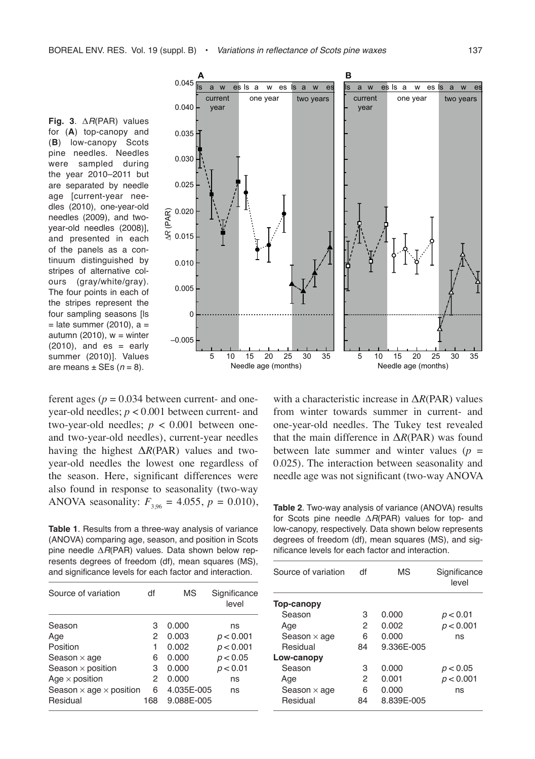**Fig. 3**. $\Delta R$(PAR) values for (**A**) top-canopy and (**B**) low-canopy Scots pine needles. Needles were sampled during the year 2010–2011 but are separated by needle age [current-year needles (2010), one-year-old needles (2009), and two-year-old needles (2008)], and presented in each of the panels as a continuum distinguished by stripes of alternative colours (gray/white/gray). The four points in each of the stripes represent the four sampling seasons [ls = late summer (2010), a = autumn (2010), w = winter (2010), and es = early summer (2010)]. Values are means ± SEs ($n = 8$).

ferent ages ($p = 0.034$ between current- and one-year-old needles; $p < 0.001$ between current- and two-year-old needles; $p < 0.001$ between one- and two-year-old needles), current-year needles having the highest $\Delta R$(PAR) values and two-year-old needles the lowest one regardless of the season. Here, significant differences were also found in response to seasonality (two-way ANOVA seasonality: $F_{3,96} = 4.055$, $p = 0.010$), with a characteristic increase in $\Delta R$(PAR) values from winter towards summer in current- and one-year-old needles. The Tukey test revealed that the main difference in $\Delta R$(PAR) was found between late summer and winter values ($p = 0.025$). The interaction between seasonality and needle age was not significant (two-way ANOVA

**Table 1**. Results from a three-way analysis of variance (ANOVA) comparing age, season, and position in Scots pine needle $\Delta R$(PAR) values. Data shown below represents degrees of freedom (df), mean squares (MS), and significance levels for each factor and interaction.

| Source of variation | df | MS | Significance level |
|---|---|---|---|
| Season | 3 | 0.000 | ns |
| Age | 2 | 0.003 | $p < 0.001$ |
| Position | 1 | 0.002 | $p < 0.001$ |
| Season × age | 6 | 0.000 | $p < 0.05$ |
| Season × position | 3 | 0.000 | $p < 0.01$ |
| Age × position | 2 | 0.000 | ns |
| Season × age × position | 6 | 4.035E-005 | ns |
| Residual | 168 | 9.088E-005 | |

**Table 2**. Two-way analysis of variance (ANOVA) results for Scots pine needle $\Delta R$(PAR) values for top- and low-canopy, respectively. Data shown below represents degrees of freedom (df), mean squares (MS), and significance levels for each factor and interaction.

| Source of variation | df | MS | Significance level |
|---|---|---|---|
| **Top-canopy** | | | |
| Season | 3 | 0.000 | $p < 0.01$ |
| Age | 2 | 0.002 | $p < 0.001$ |
| Season × age | 6 | 0.000 | ns |
| Residual | 84 | 9.336E-005 | |
| **Low-canopy** | | | |
| Season | 3 | 0.000 | $p < 0.05$ |
| Age | 2 | 0.001 | $p < 0.001$ |
| Season × age | 6 | 0.000 | ns |
| Residual | 84 | 8.839E-005 | |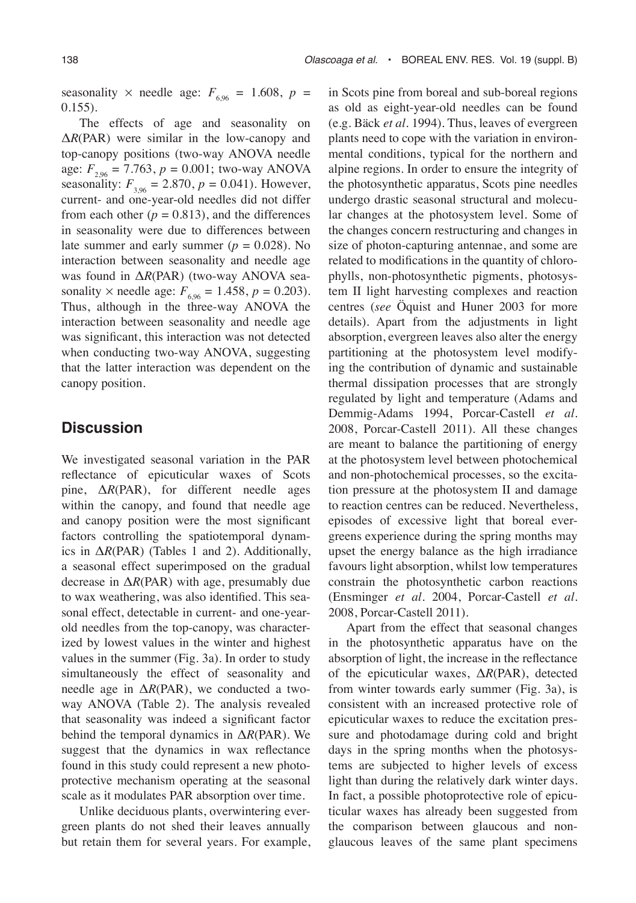seasonality × needle age: $F_{6,96} = 1.608$, $p = 0.155$).

The effects of age and seasonality on $\Delta R$(PAR) were similar in the low-canopy and top-canopy positions (two-way ANOVA needle age: $F_{2,96} = 7.763$, $p = 0.001$; two-way ANOVA seasonality: $F_{3,96} = 2.870$, $p = 0.041$). However, current- and one-year-old needles did not differ from each other ($p = 0.813$), and the differences in seasonality were due to differences between late summer and early summer ($p = 0.028$). No interaction between seasonality and needle age was found in $\Delta R$(PAR) (two-way ANOVA seasonality × needle age: $F_{6,96} = 1.458$, $p = 0.203$). Thus, although in the three-way ANOVA the interaction between seasonality and needle age was significant, this interaction was not detected when conducting two-way ANOVA, suggesting that the latter interaction was dependent on the canopy position.

## Discussion

We investigated seasonal variation in the PAR reflectance of epicuticular waxes of Scots pine, $\Delta R$(PAR), for different needle ages within the canopy, and found that needle age and canopy position were the most significant factors controlling the spatiotemporal dynamics in $\Delta R$(PAR) (Tables 1 and 2). Additionally, a seasonal effect superimposed on the gradual decrease in $\Delta R$(PAR) with age, presumably due to wax weathering, was also identified. This seasonal effect, detectable in current- and one-year-old needles from the top-canopy, was characterized by lowest values in the winter and highest values in the summer (Fig. 3a). In order to study simultaneously the effect of seasonality and needle age in $\Delta R$(PAR), we conducted a two-way ANOVA (Table 2). The analysis revealed that seasonality was indeed a significant factor behind the temporal dynamics in $\Delta R$(PAR). We suggest that the dynamics in wax reflectance found in this study could represent a new photoprotective mechanism operating at the seasonal scale as it modulates PAR absorption over time.

Unlike deciduous plants, overwintering evergreen plants do not shed their leaves annually but retain them for several years. For example, in Scots pine from boreal and sub-boreal regions as old as eight-year-old needles can be found (e.g. Bäck *et al*. 1994). Thus, leaves of evergreen plants need to cope with the variation in environmental conditions, typical for the northern and alpine regions. In order to ensure the integrity of the photosynthetic apparatus, Scots pine needles undergo drastic seasonal structural and molecular changes at the photosystem level. Some of the changes concern restructuring and changes in size of photon-capturing antennae, and some are related to modifications in the quantity of chlorophylls, non-photosynthetic pigments, photosystem II light harvesting complexes and reaction centres (*see* Öquist and Huner 2003 for more details). Apart from the adjustments in light absorption, evergreen leaves also alter the energy partitioning at the photosystem level modifying the contribution of dynamic and sustainable thermal dissipation processes that are strongly regulated by light and temperature (Adams and Demmig-Adams 1994, Porcar-Castell *et al*. 2008, Porcar-Castell 2011). All these changes are meant to balance the partitioning of energy at the photosystem level between photochemical and non-photochemical processes, so the excitation pressure at the photosystem II and damage to reaction centres can be reduced. Nevertheless, episodes of excessive light that boreal evergreens experience during the spring months may upset the energy balance as the high irradiance favours light absorption, whilst low temperatures constrain the photosynthetic carbon reactions (Ensminger *et al*. 2004, Porcar-Castell *et al*. 2008, Porcar-Castell 2011).

Apart from the effect that seasonal changes in the photosynthetic apparatus have on the absorption of light, the increase in the reflectance of the epicuticular waxes, $\Delta R$(PAR), detected from winter towards early summer (Fig. 3a), is consistent with an increased protective role of epicuticular waxes to reduce the excitation pressure and photodamage during cold and bright days in the spring months when the photosystems are subjected to higher levels of excess light than during the relatively dark winter days. In fact, a possible photoprotective role of epicuticular waxes has already been suggested from the comparison between glaucous and non-glaucous leaves of the same plant specimens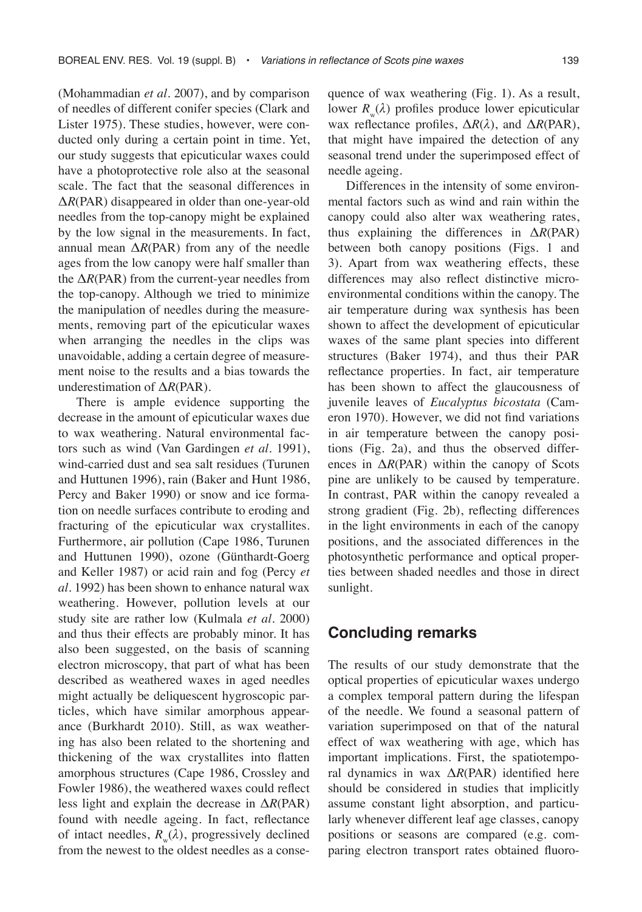(Mohammadian *et al*. 2007), and by comparison of needles of different conifer species (Clark and Lister 1975). These studies, however, were conducted only during a certain point in time. Yet, our study suggests that epicuticular waxes could have a photoprotective role also at the seasonal scale. The fact that the seasonal differences in $\Delta R$(PAR) disappeared in older than one-year-old needles from the top-canopy might be explained by the low signal in the measurements. In fact, annual mean $\Delta R$(PAR) from any of the needle ages from the low canopy were half smaller than the $\Delta R$(PAR) from the current-year needles from the top-canopy. Although we tried to minimize the manipulation of needles during the measurements, removing part of the epicuticular waxes when arranging the needles in the clips was unavoidable, adding a certain degree of measurement noise to the results and a bias towards the underestimation of $\Delta R$(PAR).

There is ample evidence supporting the decrease in the amount of epicuticular waxes due to wax weathering. Natural environmental factors such as wind (Van Gardingen *et al*. 1991), wind-carried dust and sea salt residues (Turunen and Huttunen 1996), rain (Baker and Hunt 1986, Percy and Baker 1990) or snow and ice formation on needle surfaces contribute to eroding and fracturing of the epicuticular wax crystallites. Furthermore, air pollution (Cape 1986, Turunen and Huttunen 1990), ozone (Günthardt-Goerg and Keller 1987) or acid rain and fog (Percy *et al*. 1992) has been shown to enhance natural wax weathering. However, pollution levels at our study site are rather low (Kulmala *et al*. 2000) and thus their effects are probably minor. It has also been suggested, on the basis of scanning electron microscopy, that part of what has been described as weathered waxes in aged needles might actually be deliquescent hygroscopic particles, which have similar amorphous appearance (Burkhardt 2010). Still, as wax weathering has also been related to the shortening and thickening of the wax crystallites into flatten amorphous structures (Cape 1986, Crossley and Fowler 1986), the weathered waxes could reflect less light and explain the decrease in $\Delta R$(PAR) found with needle ageing. In fact, reflectance of intact needles, $R_w(\lambda)$, progressively declined from the newest to the oldest needles as a consequence of wax weathering (Fig. 1). As a result, lower $R_w(\lambda)$ profiles produce lower epicuticular wax reflectance profiles, $\Delta R(\lambda)$, and $\Delta R$(PAR), that might have impaired the detection of any seasonal trend under the superimposed effect of needle ageing.

Differences in the intensity of some environmental factors such as wind and rain within the canopy could also alter wax weathering rates, thus explaining the differences in $\Delta R$(PAR) between both canopy positions (Figs. 1 and 3). Apart from wax weathering effects, these differences may also reflect distinctive microenvironmental conditions within the canopy. The air temperature during wax synthesis has been shown to affect the development of epicuticular waxes of the same plant species into different structures (Baker 1974), and thus their PAR reflectance properties. In fact, air temperature has been shown to affect the glaucousness of juvenile leaves of *Eucalyptus bicostata* (Cameron 1970). However, we did not find variations in air temperature between the canopy positions (Fig. 2a), and thus the observed differences in $\Delta R$(PAR) within the canopy of Scots pine are unlikely to be caused by temperature. In contrast, PAR within the canopy revealed a strong gradient (Fig. 2b), reflecting differences in the light environments in each of the canopy positions, and the associated differences in the photosynthetic performance and optical properties between shaded needles and those in direct sunlight.

## Concluding remarks

The results of our study demonstrate that the optical properties of epicuticular waxes undergo a complex temporal pattern during the lifespan of the needle. We found a seasonal pattern of variation superimposed on that of the natural effect of wax weathering with age, which has important implications. First, the spatiotemporal dynamics in wax $\Delta R$(PAR) identified here should be considered in studies that implicitly assume constant light absorption, and particularly whenever different leaf age classes, canopy positions or seasons are compared (e.g. comparing electron transport rates obtained fluoro-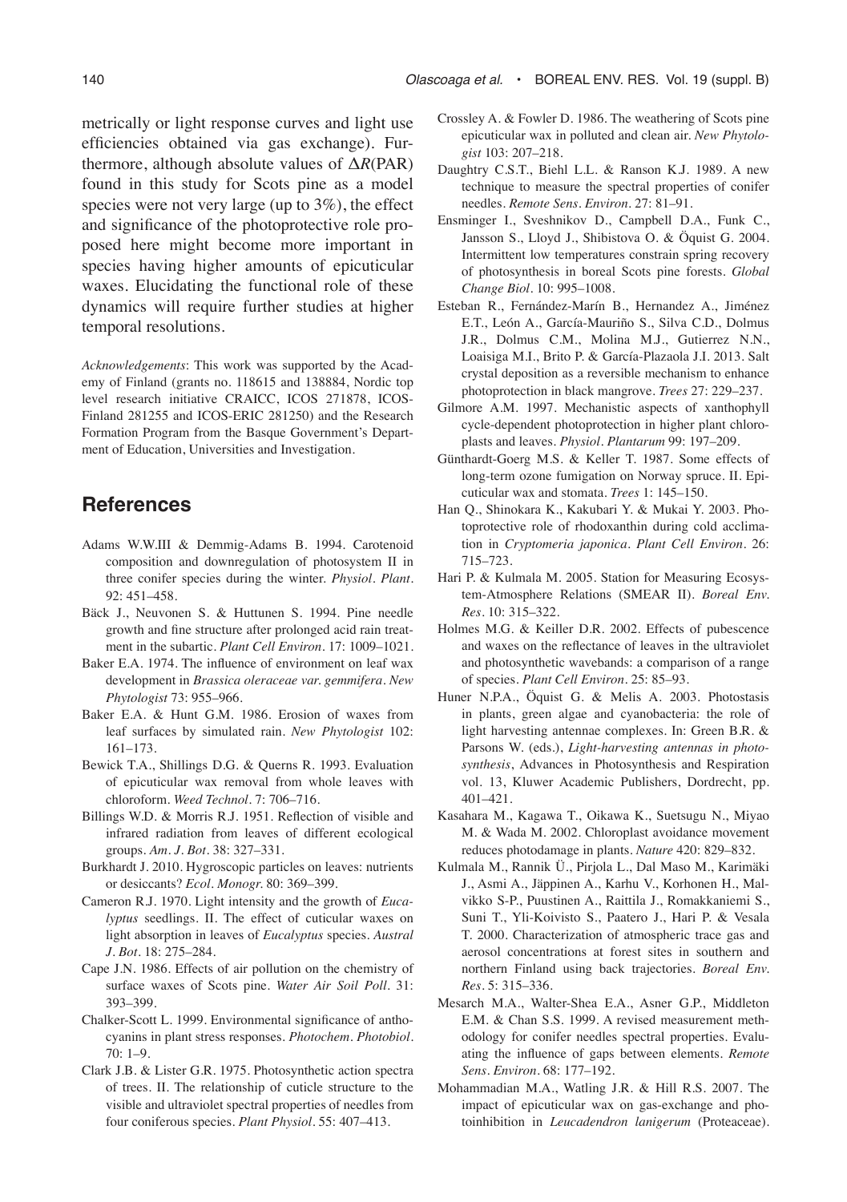metrically or light response curves and light use efficiencies obtained via gas exchange). Furthermore, although absolute values of $\Delta R$(PAR) found in this study for Scots pine as a model species were not very large (up to 3%), the effect and significance of the photoprotective role proposed here might become more important in species having higher amounts of epicuticular waxes. Elucidating the functional role of these dynamics will require further studies at higher temporal resolutions.

*Acknowledgements*: This work was supported by the Academy of Finland (grants no. 118615 and 138884, Nordic top level research initiative CRAICC, ICOS 271878, ICOS-Finland 281255 and ICOS-ERIC 281250) and the Research Formation Program from the Basque Government's Department of Education, Universities and Investigation.

## References

- Adams W.W.III & Demmig-Adams B. 1994. Carotenoid composition and downregulation of photosystem II in three conifer species during the winter. *Physiol. Plant.* 92: 451–458.
- Bäck J., Neuvonen S. & Huttunen S. 1994. Pine needle growth and fine structure after prolonged acid rain treatment in the subartic. *Plant Cell Environ.* 17: 1009–1021.
- Baker E.A. 1974. The influence of environment on leaf wax development in *Brassica oleraceae var. gemmifera*. *New Phytologist* 73: 955–966.
- Baker E.A. & Hunt G.M. 1986. Erosion of waxes from leaf surfaces by simulated rain. *New Phytologist* 102: 161–173.
- Bewick T.A., Shillings D.G. & Querns R. 1993. Evaluation of epicuticular wax removal from whole leaves with chloroform. *Weed Technol.* 7: 706–716.
- Billings W.D. & Morris R.J. 1951. Reflection of visible and infrared radiation from leaves of different ecological groups. *Am. J. Bot.* 38: 327–331.
- Burkhardt J. 2010. Hygroscopic particles on leaves: nutrients or desiccants? *Ecol. Monogr.* 80: 369–399.
- Cameron R.J. 1970. Light intensity and the growth of *Eucalyptus* seedlings. II. The effect of cuticular waxes on light absorption in leaves of *Eucalyptus* species. *Austral J. Bot.* 18: 275–284.
- Cape J.N. 1986. Effects of air pollution on the chemistry of surface waxes of Scots pine. *Water Air Soil Poll.* 31: 393–399.
- Chalker-Scott L. 1999. Environmental significance of anthocyanins in plant stress responses. *Photochem. Photobiol.* 70: 1–9.
- Clark J.B. & Lister G.R. 1975. Photosynthetic action spectra of trees. II. The relationship of cuticle structure to the visible and ultraviolet spectral properties of needles from four coniferous species. *Plant Physiol.* 55: 407–413.
- Crossley A. & Fowler D. 1986. The weathering of Scots pine epicuticular wax in polluted and clean air. *New Phytologist* 103: 207–218.
- Daughtry C.S.T., Biehl L.L. & Ranson K.J. 1989. A new technique to measure the spectral properties of conifer needles. *Remote Sens. Environ.* 27: 81–91.
- Ensminger I., Sveshnikov D., Campbell D.A., Funk C., Jansson S., Lloyd J., Shibistova O. & Öquist G. 2004. Intermittent low temperatures constrain spring recovery of photosynthesis in boreal Scots pine forests. *Global Change Biol.* 10: 995–1008.
- Esteban R., Fernández-Marín B., Hernandez A., Jiménez E.T., León A., García-Mauriño S., Silva C.D., Dolmus J.R., Dolmus C.M., Molina M.J., Gutierrez N.N., Loaisiga M.I., Brito P. & García-Plazaola J.I. 2013. Salt crystal deposition as a reversible mechanism to enhance photoprotection in black mangrove. *Trees* 27: 229–237.
- Gilmore A.M. 1997. Mechanistic aspects of xanthophyll cycle-dependent photoprotection in higher plant chloroplasts and leaves. *Physiol. Plantarum* 99: 197–209.
- Günthardt-Goerg M.S. & Keller T. 1987. Some effects of long-term ozone fumigation on Norway spruce. II. Epicuticular wax and stomata. *Trees* 1: 145–150.
- Han Q., Shinokara K., Kakubari Y. & Mukai Y. 2003. Photoprotective role of rhodoxanthin during cold acclimation in *Cryptomeria japonica*. *Plant Cell Environ.* 26: 715–723.
- Hari P. & Kulmala M. 2005. Station for Measuring Ecosystem-Atmosphere Relations (SMEAR II). *Boreal Env. Res.* 10: 315–322.
- Holmes M.G. & Keiller D.R. 2002. Effects of pubescence and waxes on the reflectance of leaves in the ultraviolet and photosynthetic wavebands: a comparison of a range of species. *Plant Cell Environ.* 25: 85–93.
- Huner N.P.A., Öquist G. & Melis A. 2003. Photostasis in plants, green algae and cyanobacteria: the role of light harvesting antennae complexes. In: Green B.R. & Parsons W. (eds.), *Light-harvesting antennas in photosynthesis*, Advances in Photosynthesis and Respiration vol. 13, Kluwer Academic Publishers, Dordrecht, pp. 401–421.
- Kasahara M., Kagawa T., Oikawa K., Suetsugu N., Miyao M. & Wada M. 2002. Chloroplast avoidance movement reduces photodamage in plants. *Nature* 420: 829–832.
- Kulmala M., Rannik Ü., Pirjola L., Dal Maso M., Karimäki J., Asmi A., Jäppinen A., Karhu V., Korhonen H., Malvikko S-P., Puustinen A., Raittila J., Romakkaniemi S., Suni T., Yli-Koivisto S., Paatero J., Hari P. & Vesala T. 2000. Characterization of atmospheric trace gas and aerosol concentrations at forest sites in southern and northern Finland using back trajectories. *Boreal Env. Res.* 5: 315–336.
- Mesarch M.A., Walter-Shea E.A., Asner G.P., Middleton E.M. & Chan S.S. 1999. A revised measurement methodology for conifer needles spectral properties. Evaluating the influence of gaps between elements. *Remote Sens. Environ.* 68: 177–192.
- Mohammadian M.A., Watling J.R. & Hill R.S. 2007. The impact of epicuticular wax on gas-exchange and photoinhibition in *Leucadendron lanigerum* (Proteaceae).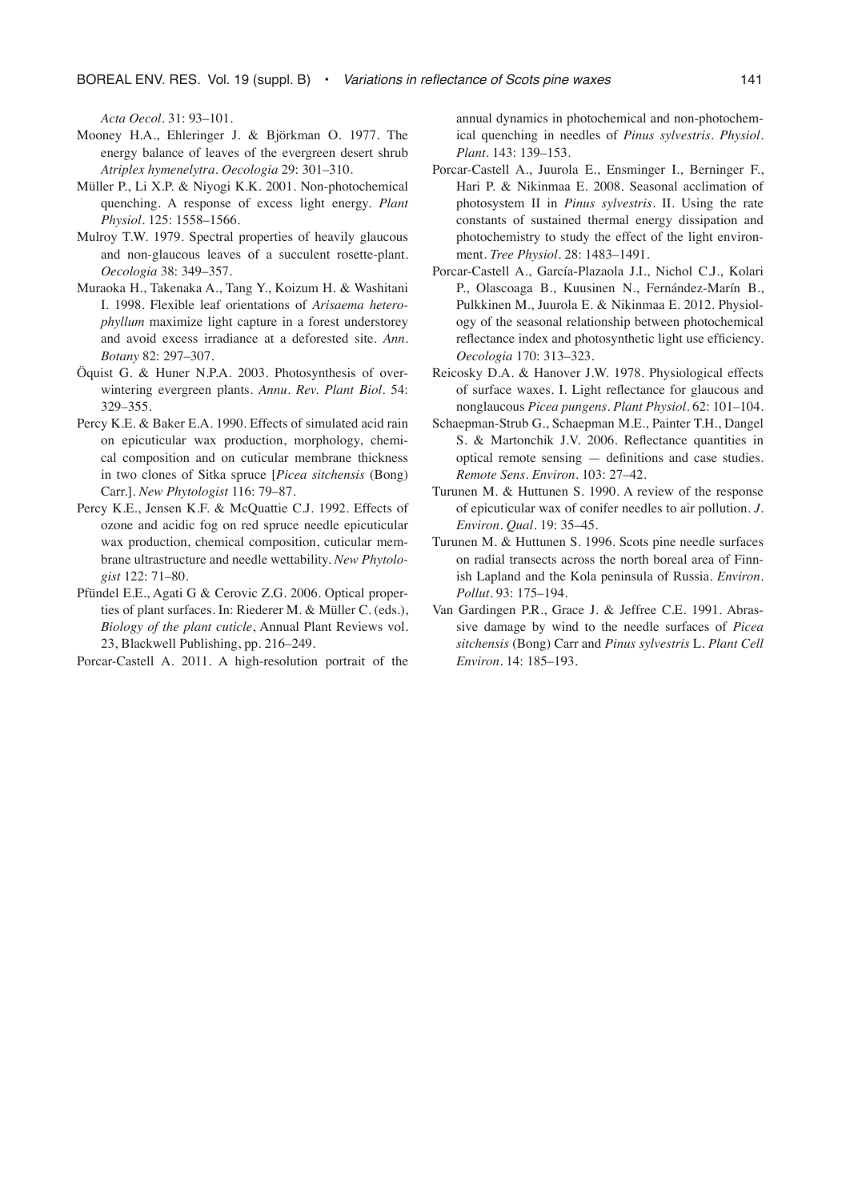*Acta Oecol.* 31: 93–101.

Mooney H.A., Ehleringer J. & Björkman O. 1977. The energy balance of leaves of the evergreen desert shrub *Atriplex hymenelytra*. *Oecologia* 29: 301–310.

Müller P., Li X.P. & Niyogi K.K. 2001. Non-photochemical quenching. A response of excess light energy. *Plant Physiol.* 125: 1558–1566.

Mulroy T.W. 1979. Spectral properties of heavily glaucous and non-glaucous leaves of a succulent rosette-plant. *Oecologia* 38: 349–357.

Muraoka H., Takenaka A., Tang Y., Koizum H. & Washitani I. 1998. Flexible leaf orientations of *Arisaema heterophyllum* maximize light capture in a forest understorey and avoid excess irradiance at a deforested site. *Ann. Botany* 82: 297–307.

Öquist G. & Huner N.P.A. 2003. Photosynthesis of overwintering evergreen plants. *Annu. Rev. Plant Biol.* 54: 329–355.

Percy K.E. & Baker E.A. 1990. Effects of simulated acid rain on epicuticular wax production, morphology, chemical composition and on cuticular membrane thickness in two clones of Sitka spruce [*Picea sitchensis* (Bong) Carr.]. *New Phytologist* 116: 79–87.

Percy K.E., Jensen K.F. & McQuattie C.J. 1992. Effects of ozone and acidic fog on red spruce needle epicuticular wax production, chemical composition, cuticular membrane ultrastructure and needle wettability. *New Phytologist* 122: 71–80.

Pfündel E.E., Agati G & Cerovic Z.G. 2006. Optical properties of plant surfaces. In: Riederer M. & Müller C. (eds.), *Biology of the plant cuticle*, Annual Plant Reviews vol. 23, Blackwell Publishing, pp. 216–249.

Porcar-Castell A. 2011. A high-resolution portrait of the annual dynamics in photochemical and non-photochemical quenching in needles of *Pinus sylvestris*. *Physiol. Plant.* 143: 139–153.

Porcar-Castell A., Juurola E., Ensminger I., Berninger F., Hari P. & Nikinmaa E. 2008. Seasonal acclimation of photosystem II in *Pinus sylvestris*. II. Using the rate constants of sustained thermal energy dissipation and photochemistry to study the effect of the light environment. *Tree Physiol.* 28: 1483–1491.

Porcar-Castell A., García-Plazaola J.I., Nichol C.J., Kolari P., Olascoaga B., Kuusinen N., Fernández-Marín B., Pulkkinen M., Juurola E. & Nikinmaa E. 2012. Physiology of the seasonal relationship between photochemical reflectance index and photosynthetic light use efficiency. *Oecologia* 170: 313–323.

Reicosky D.A. & Hanover J.W. 1978. Physiological effects of surface waxes. I. Light reflectance for glaucous and nonglaucous *Picea pungens*. *Plant Physiol.* 62: 101–104.

Schaepman-Strub G., Schaepman M.E., Painter T.H., Dangel S. & Martonchik J.V. 2006. Reflectance quantities in optical remote sensing — definitions and case studies. *Remote Sens. Environ.* 103: 27–42.

Turunen M. & Huttunen S. 1990. A review of the response of epicuticular wax of conifer needles to air pollution. *J. Environ. Qual.* 19: 35–45.

Turunen M. & Huttunen S. 1996. Scots pine needle surfaces on radial transects across the north boreal area of Finnish Lapland and the Kola peninsula of Russia. *Environ. Pollut.* 93: 175–194.

Van Gardingen P.R., Grace J. & Jeffree C.E. 1991. Abrassive damage by wind to the needle surfaces of *Picea sitchensis* (Bong) Carr and *Pinus sylvestris* L. *Plant Cell Environ.* 14: 185–193.